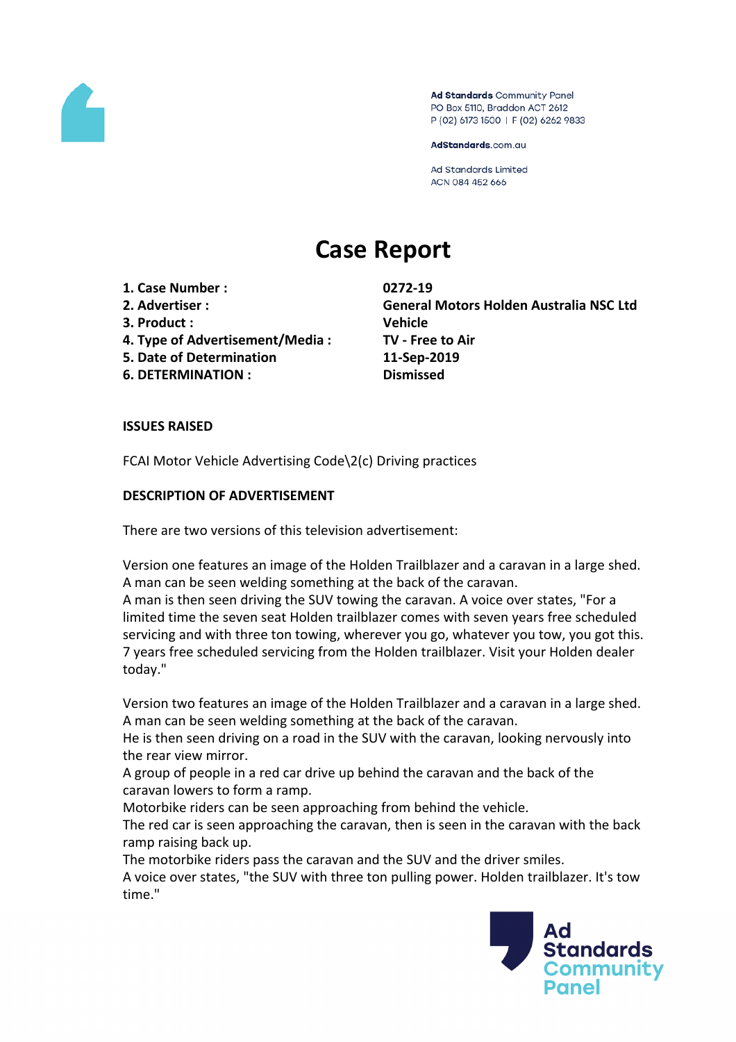Ad Standards Community Panel
PO Box 5110, Braddon ACT 2612
P (02) 6173 1500 | F (02) 6262 9833

AdStandards.com.au

Ad Standards Limited
ACN 084 452 666

# Case Report

| | |
|---|---|
| **1. Case Number :** | **0272-19** |
| **2. Advertiser :** | **General Motors Holden Australia NSC Ltd** |
| **3. Product :** | **Vehicle** |
| **4. Type of Advertisement/Media :** | **TV - Free to Air** |
| **5. Date of Determination** | **11-Sep-2019** |
| **6. DETERMINATION :** | **Dismissed** |

**ISSUES RAISED**

FCAI Motor Vehicle Advertising Code\2(c) Driving practices

**DESCRIPTION OF ADVERTISEMENT**

There are two versions of this television advertisement:

Version one features an image of the Holden Trailblazer and a caravan in a large shed. A man can be seen welding something at the back of the caravan.
A man is then seen driving the SUV towing the caravan. A voice over states, "For a limited time the seven seat Holden trailblazer comes with seven years free scheduled servicing and with three ton towing, wherever you go, whatever you tow, you got this. 7 years free scheduled servicing from the Holden trailblazer. Visit your Holden dealer today."

Version two features an image of the Holden Trailblazer and a caravan in a large shed. A man can be seen welding something at the back of the caravan.
He is then seen driving on a road in the SUV with the caravan, looking nervously into the rear view mirror.
A group of people in a red car drive up behind the caravan and the back of the caravan lowers to form a ramp.
Motorbike riders can be seen approaching from behind the vehicle.
The red car is seen approaching the caravan, then is seen in the caravan with the back ramp raising back up.
The motorbike riders pass the caravan and the SUV and the driver smiles.
A voice over states, "the SUV with three ton pulling power. Holden trailblazer. It's tow time."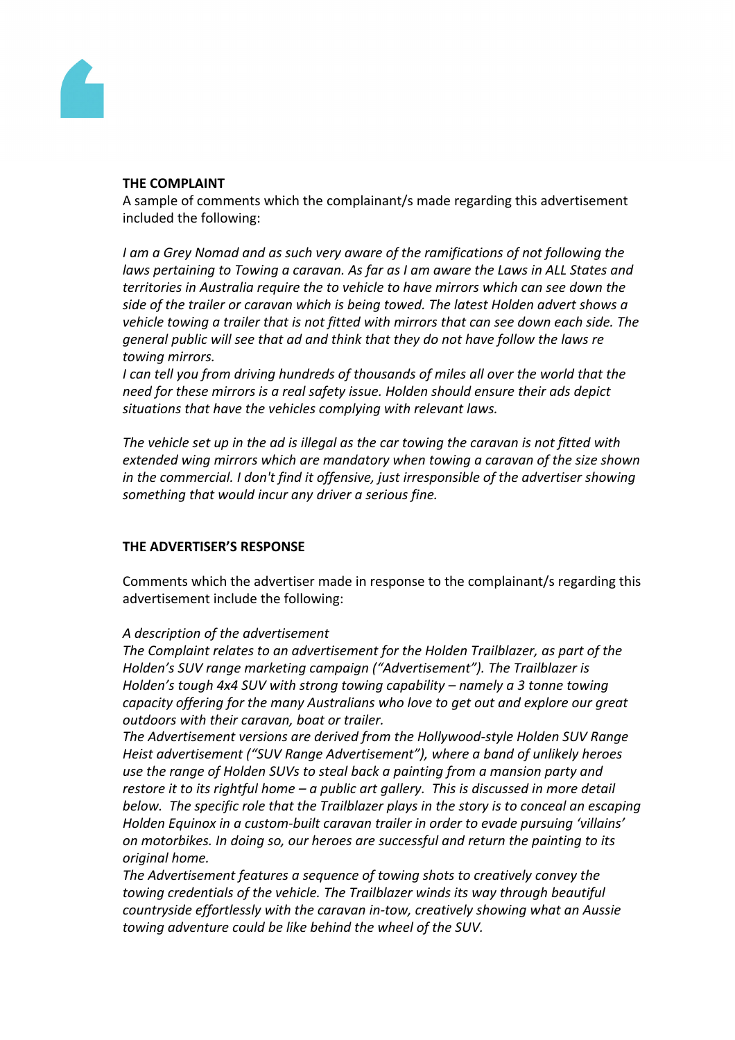**THE COMPLAINT**

A sample of comments which the complainant/s made regarding this advertisement included the following:

*I am a Grey Nomad and as such very aware of the ramifications of not following the laws pertaining to Towing a caravan. As far as I am aware the Laws in ALL States and territories in Australia require the to vehicle to have mirrors which can see down the side of the trailer or caravan which is being towed. The latest Holden advert shows a vehicle towing a trailer that is not fitted with mirrors that can see down each side. The general public will see that ad and think that they do not have follow the laws re towing mirrors.*

*I can tell you from driving hundreds of thousands of miles all over the world that the need for these mirrors is a real safety issue. Holden should ensure their ads depict situations that have the vehicles complying with relevant laws.*

*The vehicle set up in the ad is illegal as the car towing the caravan is not fitted with extended wing mirrors which are mandatory when towing a caravan of the size shown in the commercial. I don't find it offensive, just irresponsible of the advertiser showing something that would incur any driver a serious fine.*

**THE ADVERTISER'S RESPONSE**

Comments which the advertiser made in response to the complainant/s regarding this advertisement include the following:

*A description of the advertisement*

*The Complaint relates to an advertisement for the Holden Trailblazer, as part of the Holden's SUV range marketing campaign ("Advertisement"). The Trailblazer is Holden's tough 4x4 SUV with strong towing capability – namely a 3 tonne towing capacity offering for the many Australians who love to get out and explore our great outdoors with their caravan, boat or trailer.*

*The Advertisement versions are derived from the Hollywood-style Holden SUV Range Heist advertisement ("SUV Range Advertisement"), where a band of unlikely heroes use the range of Holden SUVs to steal back a painting from a mansion party and restore it to its rightful home – a public art gallery. This is discussed in more detail below. The specific role that the Trailblazer plays in the story is to conceal an escaping Holden Equinox in a custom-built caravan trailer in order to evade pursuing 'villains' on motorbikes. In doing so, our heroes are successful and return the painting to its original home.*

*The Advertisement features a sequence of towing shots to creatively convey the towing credentials of the vehicle. The Trailblazer winds its way through beautiful countryside effortlessly with the caravan in-tow, creatively showing what an Aussie towing adventure could be like behind the wheel of the SUV.*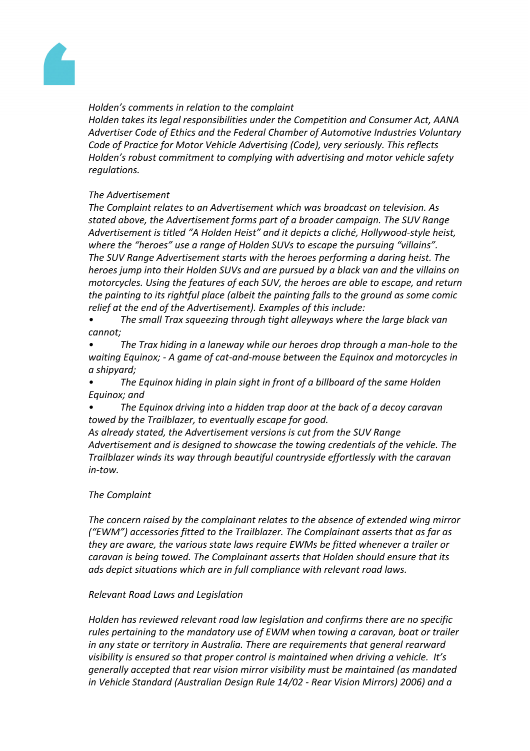*Holden's comments in relation to the complaint*

*Holden takes its legal responsibilities under the Competition and Consumer Act, AANA Advertiser Code of Ethics and the Federal Chamber of Automotive Industries Voluntary Code of Practice for Motor Vehicle Advertising (Code), very seriously. This reflects Holden's robust commitment to complying with advertising and motor vehicle safety regulations.*

*The Advertisement*

*The Complaint relates to an Advertisement which was broadcast on television. As stated above, the Advertisement forms part of a broader campaign. The SUV Range Advertisement is titled "A Holden Heist" and it depicts a cliché, Hollywood-style heist, where the "heroes" use a range of Holden SUVs to escape the pursuing "villains". The SUV Range Advertisement starts with the heroes performing a daring heist. The heroes jump into their Holden SUVs and are pursued by a black van and the villains on motorcycles. Using the features of each SUV, the heroes are able to escape, and return the painting to its rightful place (albeit the painting falls to the ground as some comic relief at the end of the Advertisement). Examples of this include:*

- *The small Trax squeezing through tight alleyways where the large black van cannot;*
- *The Trax hiding in a laneway while our heroes drop through a man-hole to the waiting Equinox; - A game of cat-and-mouse between the Equinox and motorcycles in a shipyard;*
- *The Equinox hiding in plain sight in front of a billboard of the same Holden Equinox; and*
- *The Equinox driving into a hidden trap door at the back of a decoy caravan towed by the Trailblazer, to eventually escape for good.*

*As already stated, the Advertisement versions is cut from the SUV Range Advertisement and is designed to showcase the towing credentials of the vehicle. The Trailblazer winds its way through beautiful countryside effortlessly with the caravan in-tow.*

*The Complaint*

*The concern raised by the complainant relates to the absence of extended wing mirror ("EWM") accessories fitted to the Trailblazer. The Complainant asserts that as far as they are aware, the various state laws require EWMs be fitted whenever a trailer or caravan is being towed. The Complainant asserts that Holden should ensure that its ads depict situations which are in full compliance with relevant road laws.*

*Relevant Road Laws and Legislation*

*Holden has reviewed relevant road law legislation and confirms there are no specific rules pertaining to the mandatory use of EWM when towing a caravan, boat or trailer in any state or territory in Australia. There are requirements that general rearward visibility is ensured so that proper control is maintained when driving a vehicle. It's generally accepted that rear vision mirror visibility must be maintained (as mandated in Vehicle Standard (Australian Design Rule 14/02 - Rear Vision Mirrors) 2006) and a*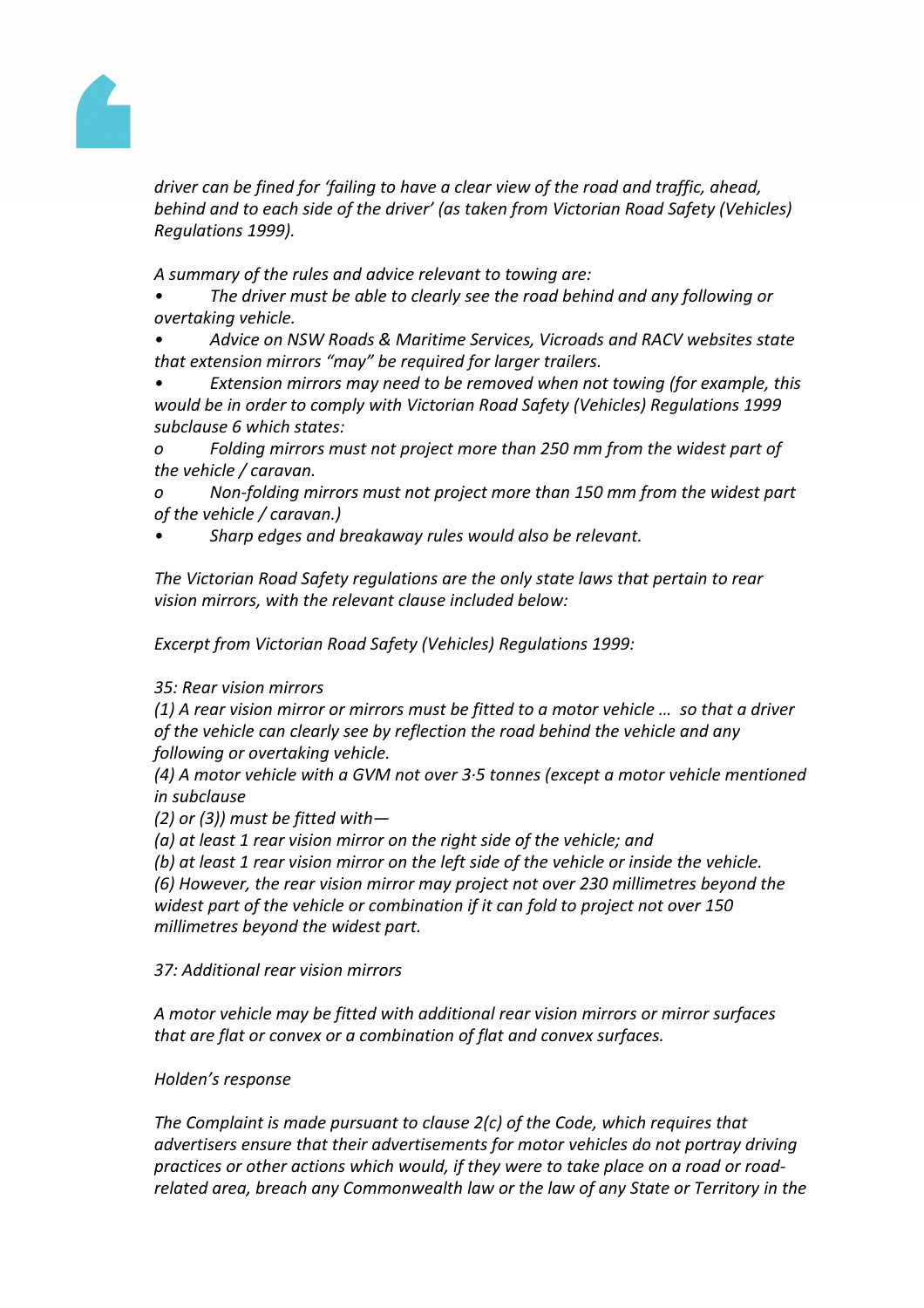*driver can be fined for 'failing to have a clear view of the road and traffic, ahead, behind and to each side of the driver' (as taken from Victorian Road Safety (Vehicles) Regulations 1999).*

*A summary of the rules and advice relevant to towing are:*

- *The driver must be able to clearly see the road behind and any following or overtaking vehicle.*
- *Advice on NSW Roads & Maritime Services, Vicroads and RACV websites state that extension mirrors "may" be required for larger trailers.*
- *Extension mirrors may need to be removed when not towing (for example, this would be in order to comply with Victorian Road Safety (Vehicles) Regulations 1999 subclause 6 which states:*
  - *Folding mirrors must not project more than 250 mm from the widest part of the vehicle / caravan.*
  - *Non-folding mirrors must not project more than 150 mm from the widest part of the vehicle / caravan.)*
- *Sharp edges and breakaway rules would also be relevant.*

*The Victorian Road Safety regulations are the only state laws that pertain to rear vision mirrors, with the relevant clause included below:*

*Excerpt from Victorian Road Safety (Vehicles) Regulations 1999:*

*35: Rear vision mirrors*
*(1) A rear vision mirror or mirrors must be fitted to a motor vehicle … so that a driver of the vehicle can clearly see by reflection the road behind the vehicle and any following or overtaking vehicle.*
*(4) A motor vehicle with a GVM not over 3·5 tonnes (except a motor vehicle mentioned in subclause*
*(2) or (3)) must be fitted with—*
*(a) at least 1 rear vision mirror on the right side of the vehicle; and*
*(b) at least 1 rear vision mirror on the left side of the vehicle or inside the vehicle.*
*(6) However, the rear vision mirror may project not over 230 millimetres beyond the widest part of the vehicle or combination if it can fold to project not over 150 millimetres beyond the widest part.*

*37: Additional rear vision mirrors*

*A motor vehicle may be fitted with additional rear vision mirrors or mirror surfaces that are flat or convex or a combination of flat and convex surfaces.*

*Holden's response*

*The Complaint is made pursuant to clause 2(c) of the Code, which requires that advertisers ensure that their advertisements for motor vehicles do not portray driving practices or other actions which would, if they were to take place on a road or road-related area, breach any Commonwealth law or the law of any State or Territory in the*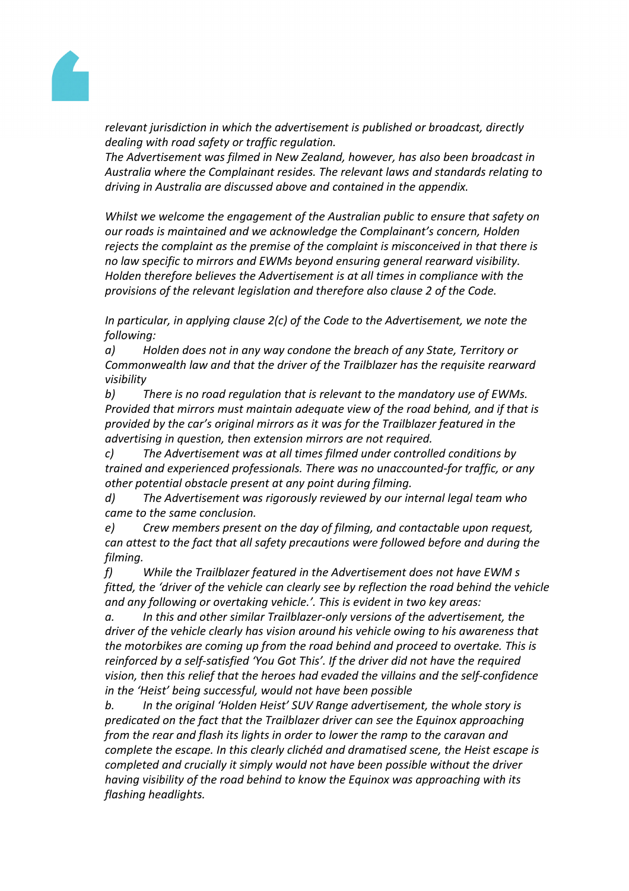*relevant jurisdiction in which the advertisement is published or broadcast, directly dealing with road safety or traffic regulation.*

*The Advertisement was filmed in New Zealand, however, has also been broadcast in Australia where the Complainant resides. The relevant laws and standards relating to driving in Australia are discussed above and contained in the appendix.*

*Whilst we welcome the engagement of the Australian public to ensure that safety on our roads is maintained and we acknowledge the Complainant's concern, Holden rejects the complaint as the premise of the complaint is misconceived in that there is no law specific to mirrors and EWMs beyond ensuring general rearward visibility. Holden therefore believes the Advertisement is at all times in compliance with the provisions of the relevant legislation and therefore also clause 2 of the Code.*

*In particular, in applying clause 2(c) of the Code to the Advertisement, we note the following:*

*a) Holden does not in any way condone the breach of any State, Territory or Commonwealth law and that the driver of the Trailblazer has the requisite rearward visibility*

*b) There is no road regulation that is relevant to the mandatory use of EWMs. Provided that mirrors must maintain adequate view of the road behind, and if that is provided by the car's original mirrors as it was for the Trailblazer featured in the advertising in question, then extension mirrors are not required.*

*c) The Advertisement was at all times filmed under controlled conditions by trained and experienced professionals. There was no unaccounted-for traffic, or any other potential obstacle present at any point during filming.*

*d) The Advertisement was rigorously reviewed by our internal legal team who came to the same conclusion.*

*e) Crew members present on the day of filming, and contactable upon request, can attest to the fact that all safety precautions were followed before and during the filming.*

*f) While the Trailblazer featured in the Advertisement does not have EWM s fitted, the 'driver of the vehicle can clearly see by reflection the road behind the vehicle and any following or overtaking vehicle.'. This is evident in two key areas:*

*a. In this and other similar Trailblazer-only versions of the advertisement, the driver of the vehicle clearly has vision around his vehicle owing to his awareness that the motorbikes are coming up from the road behind and proceed to overtake. This is reinforced by a self-satisfied 'You Got This'. If the driver did not have the required vision, then this relief that the heroes had evaded the villains and the self-confidence in the 'Heist' being successful, would not have been possible*

*b. In the original 'Holden Heist' SUV Range advertisement, the whole story is predicated on the fact that the Trailblazer driver can see the Equinox approaching from the rear and flash its lights in order to lower the ramp to the caravan and complete the escape. In this clearly clichéd and dramatised scene, the Heist escape is completed and crucially it simply would not have been possible without the driver having visibility of the road behind to know the Equinox was approaching with its flashing headlights.*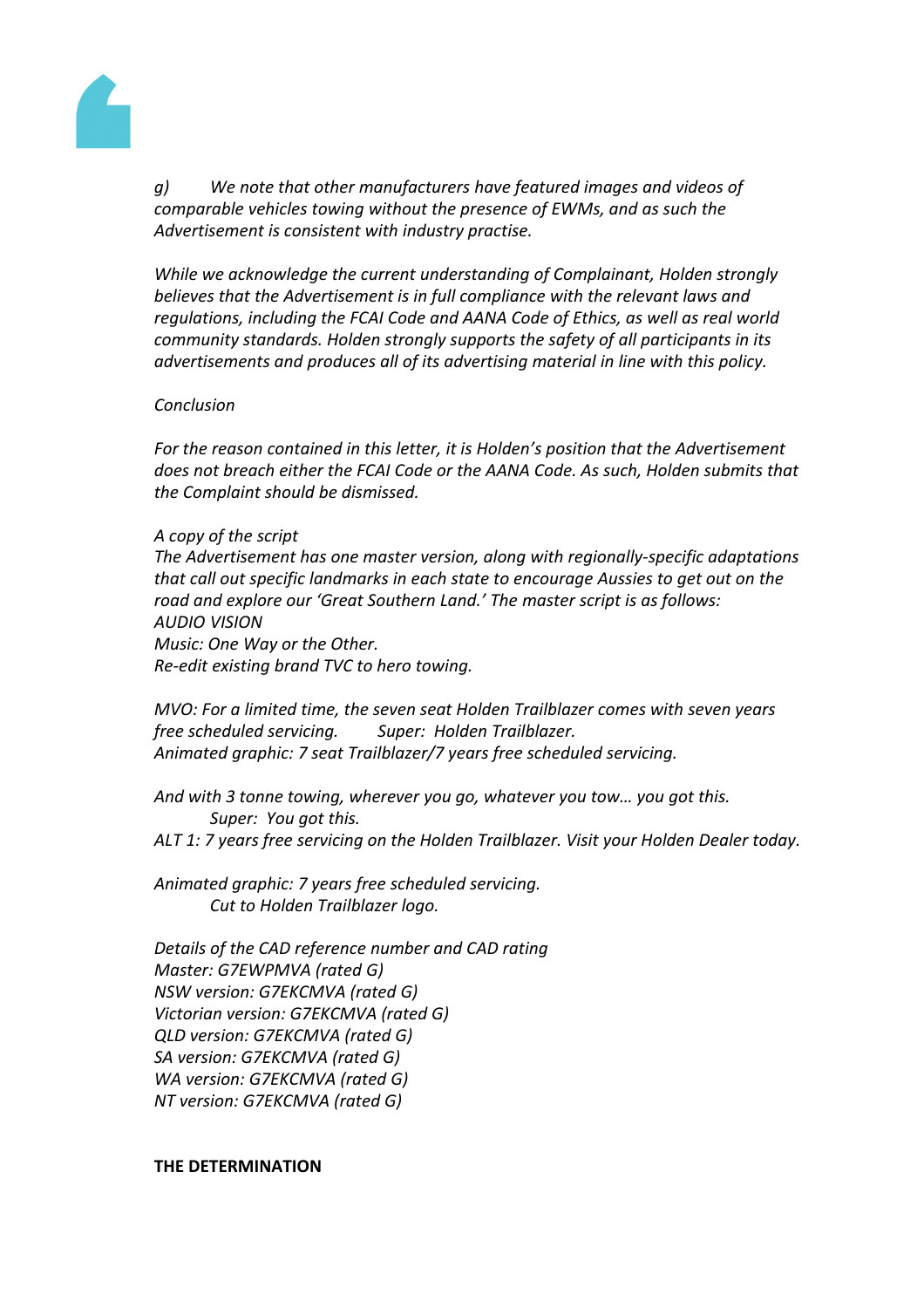*g) We note that other manufacturers have featured images and videos of comparable vehicles towing without the presence of EWMs, and as such the Advertisement is consistent with industry practise.*

*While we acknowledge the current understanding of Complainant, Holden strongly believes that the Advertisement is in full compliance with the relevant laws and regulations, including the FCAI Code and AANA Code of Ethics, as well as real world community standards. Holden strongly supports the safety of all participants in its advertisements and produces all of its advertising material in line with this policy.*

*Conclusion*

*For the reason contained in this letter, it is Holden's position that the Advertisement does not breach either the FCAI Code or the AANA Code. As such, Holden submits that the Complaint should be dismissed.*

*A copy of the script*
*The Advertisement has one master version, along with regionally-specific adaptations that call out specific landmarks in each state to encourage Aussies to get out on the road and explore our 'Great Southern Land.' The master script is as follows:*
*AUDIO VISION*
*Music: One Way or the Other.*
*Re-edit existing brand TVC to hero towing.*

*MVO: For a limited time, the seven seat Holden Trailblazer comes with seven years free scheduled servicing. Super: Holden Trailblazer.*
*Animated graphic: 7 seat Trailblazer/7 years free scheduled servicing.*

*And with 3 tonne towing, wherever you go, whatever you tow… you got this.*
*Super: You got this.*
*ALT 1: 7 years free servicing on the Holden Trailblazer. Visit your Holden Dealer today.*

*Animated graphic: 7 years free scheduled servicing.*
*Cut to Holden Trailblazer logo.*

*Details of the CAD reference number and CAD rating*
*Master: G7EWPMVA (rated G)*
*NSW version: G7EKCMVA (rated G)*
*Victorian version: G7EKCMVA (rated G)*
*QLD version: G7EKCMVA (rated G)*
*SA version: G7EKCMVA (rated G)*
*WA version: G7EKCMVA (rated G)*
*NT version: G7EKCMVA (rated G)*

**THE DETERMINATION**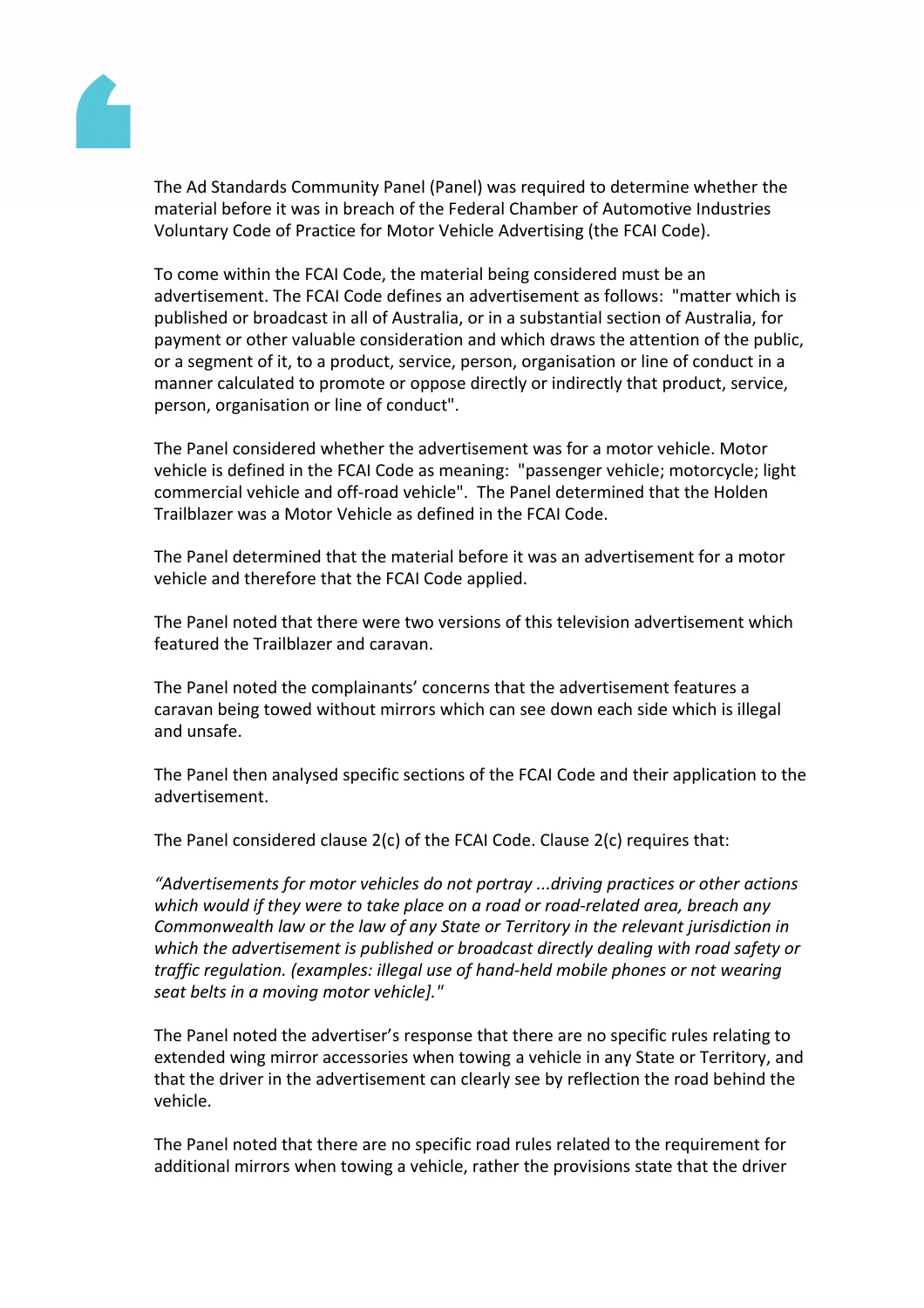The Ad Standards Community Panel (Panel) was required to determine whether the material before it was in breach of the Federal Chamber of Automotive Industries Voluntary Code of Practice for Motor Vehicle Advertising (the FCAI Code).

To come within the FCAI Code, the material being considered must be an advertisement. The FCAI Code defines an advertisement as follows: "matter which is published or broadcast in all of Australia, or in a substantial section of Australia, for payment or other valuable consideration and which draws the attention of the public, or a segment of it, to a product, service, person, organisation or line of conduct in a manner calculated to promote or oppose directly or indirectly that product, service, person, organisation or line of conduct".

The Panel considered whether the advertisement was for a motor vehicle. Motor vehicle is defined in the FCAI Code as meaning: "passenger vehicle; motorcycle; light commercial vehicle and off-road vehicle". The Panel determined that the Holden Trailblazer was a Motor Vehicle as defined in the FCAI Code.

The Panel determined that the material before it was an advertisement for a motor vehicle and therefore that the FCAI Code applied.

The Panel noted that there were two versions of this television advertisement which featured the Trailblazer and caravan.

The Panel noted the complainants' concerns that the advertisement features a caravan being towed without mirrors which can see down each side which is illegal and unsafe.

The Panel then analysed specific sections of the FCAI Code and their application to the advertisement.

The Panel considered clause 2(c) of the FCAI Code. Clause 2(c) requires that:

*"Advertisements for motor vehicles do not portray ...driving practices or other actions which would if they were to take place on a road or road-related area, breach any Commonwealth law or the law of any State or Territory in the relevant jurisdiction in which the advertisement is published or broadcast directly dealing with road safety or traffic regulation. (examples: illegal use of hand-held mobile phones or not wearing seat belts in a moving motor vehicle]."*

The Panel noted the advertiser's response that there are no specific rules relating to extended wing mirror accessories when towing a vehicle in any State or Territory, and that the driver in the advertisement can clearly see by reflection the road behind the vehicle.

The Panel noted that there are no specific road rules related to the requirement for additional mirrors when towing a vehicle, rather the provisions state that the driver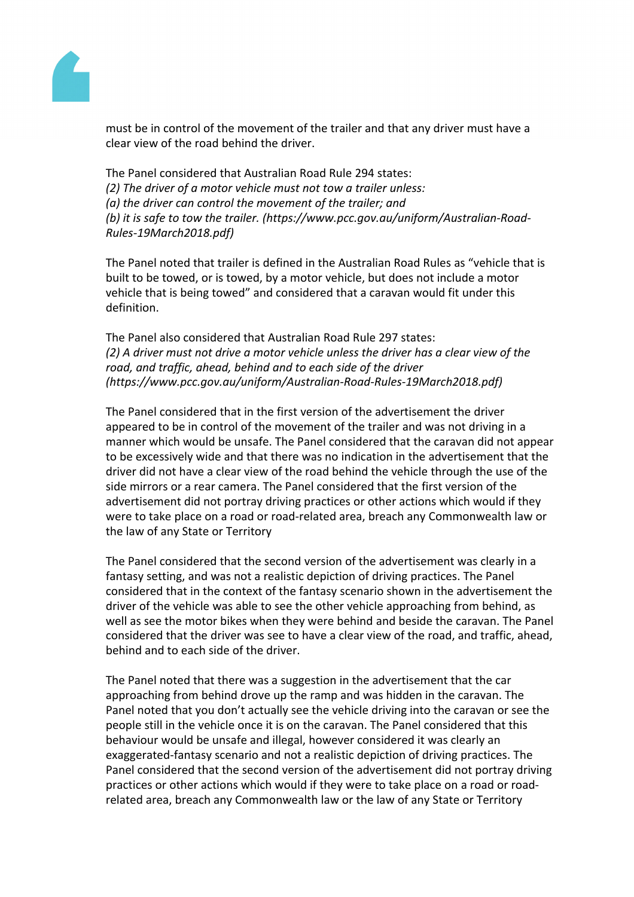must be in control of the movement of the trailer and that any driver must have a clear view of the road behind the driver.

The Panel considered that Australian Road Rule 294 states:
*(2) The driver of a motor vehicle must not tow a trailer unless:*
*(a) the driver can control the movement of the trailer; and*
*(b) it is safe to tow the trailer. (https://www.pcc.gov.au/uniform/Australian-Road-Rules-19March2018.pdf)*

The Panel noted that trailer is defined in the Australian Road Rules as "vehicle that is built to be towed, or is towed, by a motor vehicle, but does not include a motor vehicle that is being towed" and considered that a caravan would fit under this definition.

The Panel also considered that Australian Road Rule 297 states:
*(2) A driver must not drive a motor vehicle unless the driver has a clear view of the road, and traffic, ahead, behind and to each side of the driver (https://www.pcc.gov.au/uniform/Australian-Road-Rules-19March2018.pdf)*

The Panel considered that in the first version of the advertisement the driver appeared to be in control of the movement of the trailer and was not driving in a manner which would be unsafe. The Panel considered that the caravan did not appear to be excessively wide and that there was no indication in the advertisement that the driver did not have a clear view of the road behind the vehicle through the use of the side mirrors or a rear camera. The Panel considered that the first version of the advertisement did not portray driving practices or other actions which would if they were to take place on a road or road-related area, breach any Commonwealth law or the law of any State or Territory

The Panel considered that the second version of the advertisement was clearly in a fantasy setting, and was not a realistic depiction of driving practices. The Panel considered that in the context of the fantasy scenario shown in the advertisement the driver of the vehicle was able to see the other vehicle approaching from behind, as well as see the motor bikes when they were behind and beside the caravan. The Panel considered that the driver was see to have a clear view of the road, and traffic, ahead, behind and to each side of the driver.

The Panel noted that there was a suggestion in the advertisement that the car approaching from behind drove up the ramp and was hidden in the caravan. The Panel noted that you don't actually see the vehicle driving into the caravan or see the people still in the vehicle once it is on the caravan. The Panel considered that this behaviour would be unsafe and illegal, however considered it was clearly an exaggerated-fantasy scenario and not a realistic depiction of driving practices. The Panel considered that the second version of the advertisement did not portray driving practices or other actions which would if they were to take place on a road or road-related area, breach any Commonwealth law or the law of any State or Territory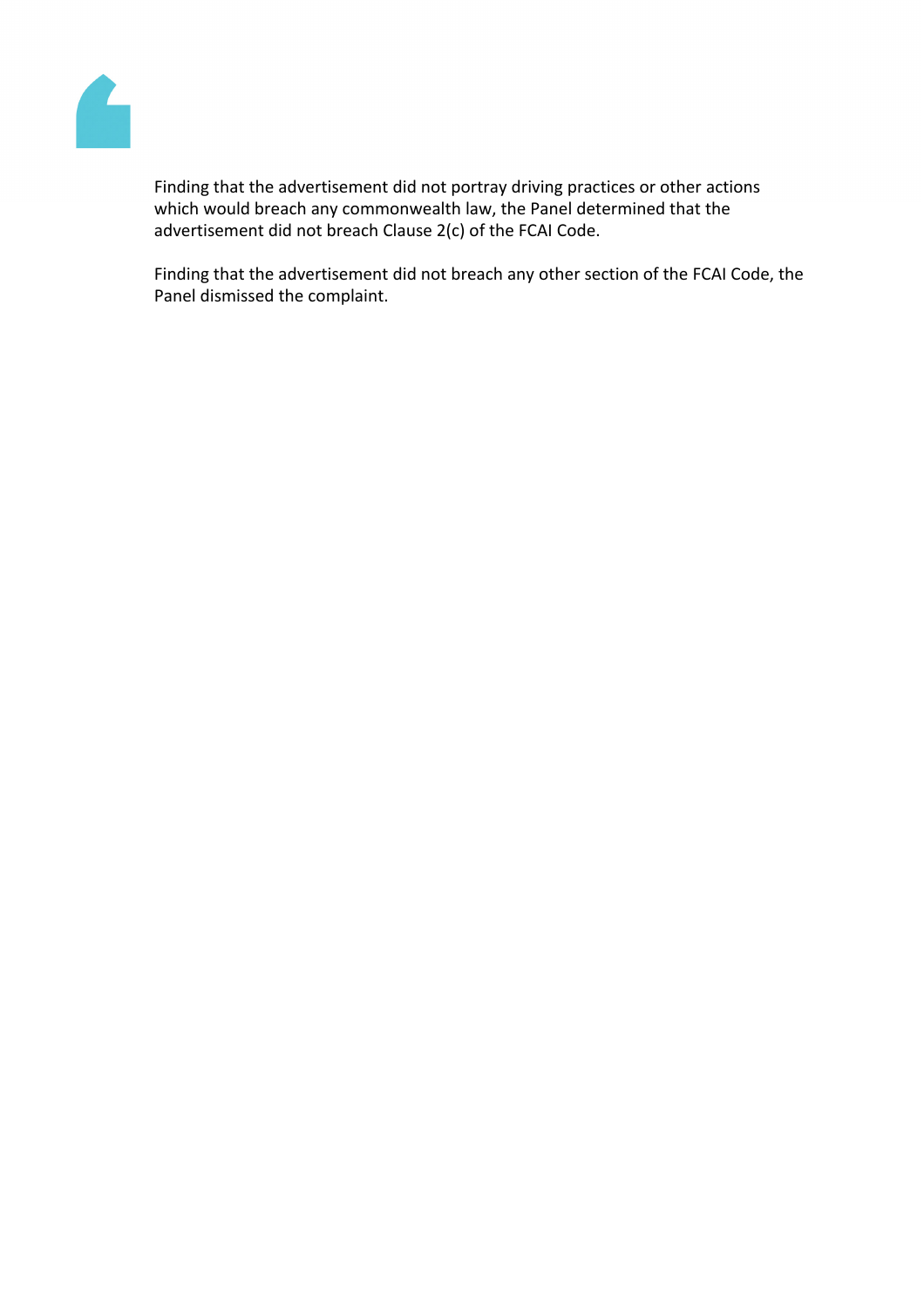Finding that the advertisement did not portray driving practices or other actions which would breach any commonwealth law, the Panel determined that the advertisement did not breach Clause 2(c) of the FCAI Code.

Finding that the advertisement did not breach any other section of the FCAI Code, the Panel dismissed the complaint.